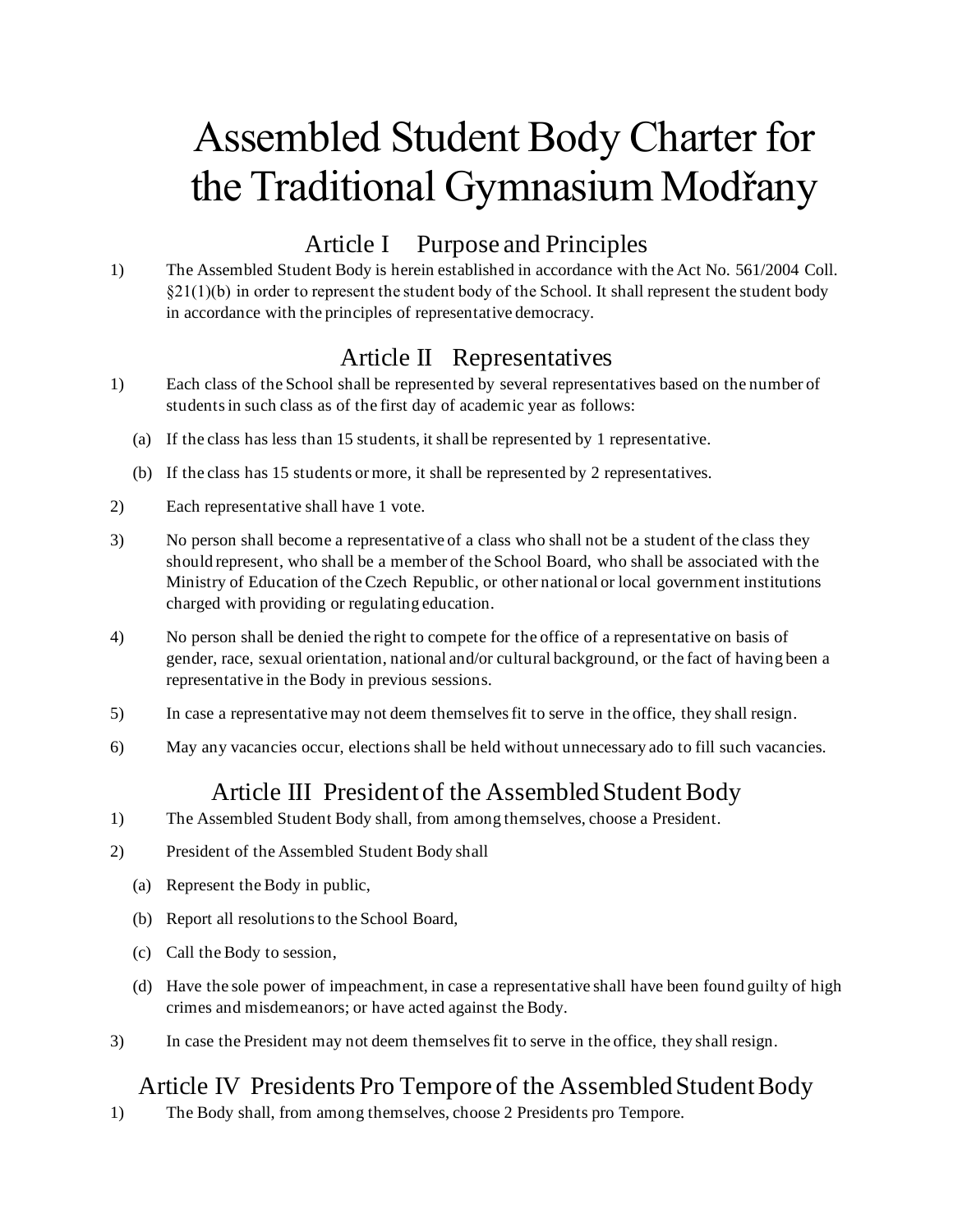# Assembled Student Body Charter for the Traditional Gymnasium Modřany

## Article I Purpose and Principles

1) The Assembled Student Body is herein established in accordance with the Act No. 561/2004 Coll. §21(1)(b) in order to represent the student body of the School. It shall represent the student body in accordance with the principles of representative democracy.

## Article II Representatives

1) Each class of the School shall be represented by several representatives based on the number of students in such class as of the first day of academic year as follows:
   (a) If the class has less than 15 students, it shall be represented by 1 representative.
   (b) If the class has 15 students or more, it shall be represented by 2 representatives.
2) Each representative shall have 1 vote.
3) No person shall become a representative of a class who shall not be a student of the class they should represent, who shall be a member of the School Board, who shall be associated with the Ministry of Education of the Czech Republic, or other national or local government institutions charged with providing or regulating education.
4) No person shall be denied the right to compete for the office of a representative on basis of gender, race, sexual orientation, national and/or cultural background, or the fact of having been a representative in the Body in previous sessions.
5) In case a representative may not deem themselves fit to serve in the office, they shall resign.
6) May any vacancies occur, elections shall be held without unnecessary ado to fill such vacancies.

## Article III President of the Assembled Student Body

1) The Assembled Student Body shall, from among themselves, choose a President.
2) President of the Assembled Student Body shall
   (a) Represent the Body in public,
   (b) Report all resolutions to the School Board,
   (c) Call the Body to session,
   (d) Have the sole power of impeachment, in case a representative shall have been found guilty of high crimes and misdemeanors; or have acted against the Body.
3) In case the President may not deem themselves fit to serve in the office, they shall resign.

## Article IV Presidents Pro Tempore of the Assembled Student Body

1) The Body shall, from among themselves, choose 2 Presidents pro Tempore.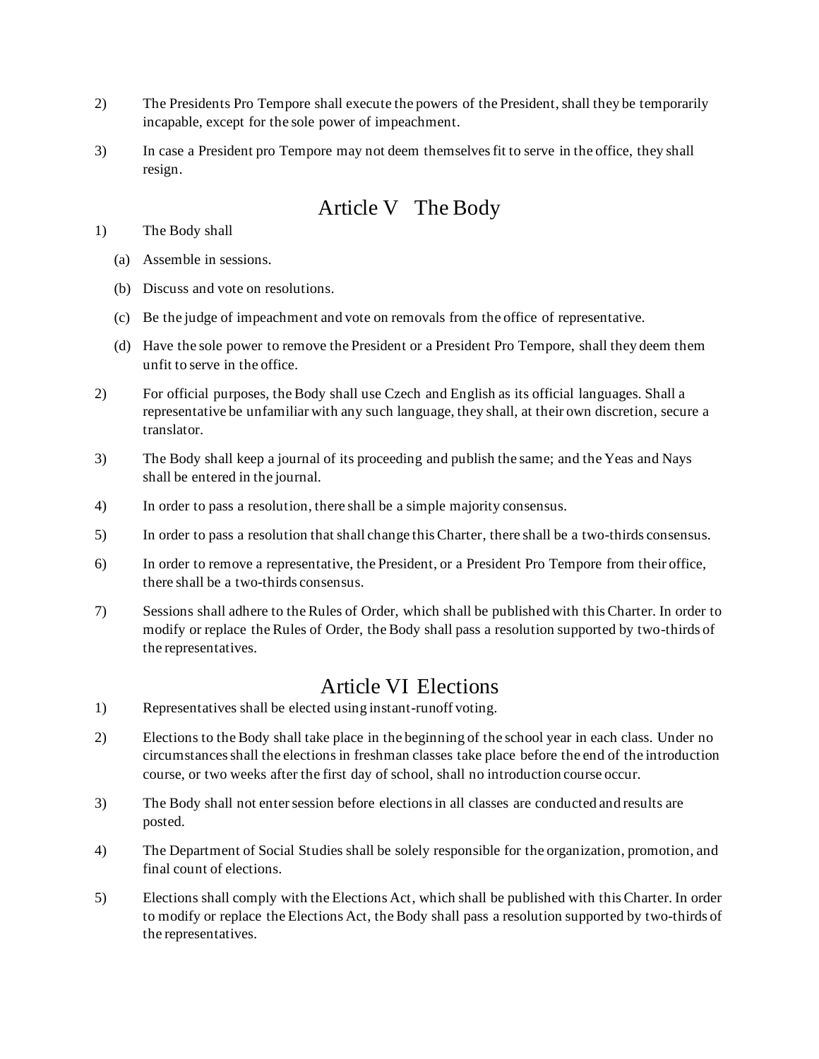2) The Presidents Pro Tempore shall execute the powers of the President, shall they be temporarily incapable, except for the sole power of impeachment.

3) In case a President pro Tempore may not deem themselves fit to serve in the office, they shall resign.

## Article V The Body

1) The Body shall

   (a) Assemble in sessions.

   (b) Discuss and vote on resolutions.

   (c) Be the judge of impeachment and vote on removals from the office of representative.

   (d) Have the sole power to remove the President or a President Pro Tempore, shall they deem them unfit to serve in the office.

2) For official purposes, the Body shall use Czech and English as its official languages. Shall a representative be unfamiliar with any such language, they shall, at their own discretion, secure a translator.

3) The Body shall keep a journal of its proceeding and publish the same; and the Yeas and Nays shall be entered in the journal.

4) In order to pass a resolution, there shall be a simple majority consensus.

5) In order to pass a resolution that shall change this Charter, there shall be a two-thirds consensus.

6) In order to remove a representative, the President, or a President Pro Tempore from their office, there shall be a two-thirds consensus.

7) Sessions shall adhere to the Rules of Order, which shall be published with this Charter. In order to modify or replace the Rules of Order, the Body shall pass a resolution supported by two-thirds of the representatives.

## Article VI Elections

1) Representatives shall be elected using instant-runoff voting.

2) Elections to the Body shall take place in the beginning of the school year in each class. Under no circumstances shall the elections in freshman classes take place before the end of the introduction course, or two weeks after the first day of school, shall no introduction course occur.

3) The Body shall not enter session before elections in all classes are conducted and results are posted.

4) The Department of Social Studies shall be solely responsible for the organization, promotion, and final count of elections.

5) Elections shall comply with the Elections Act, which shall be published with this Charter. In order to modify or replace the Elections Act, the Body shall pass a resolution supported by two-thirds of the representatives.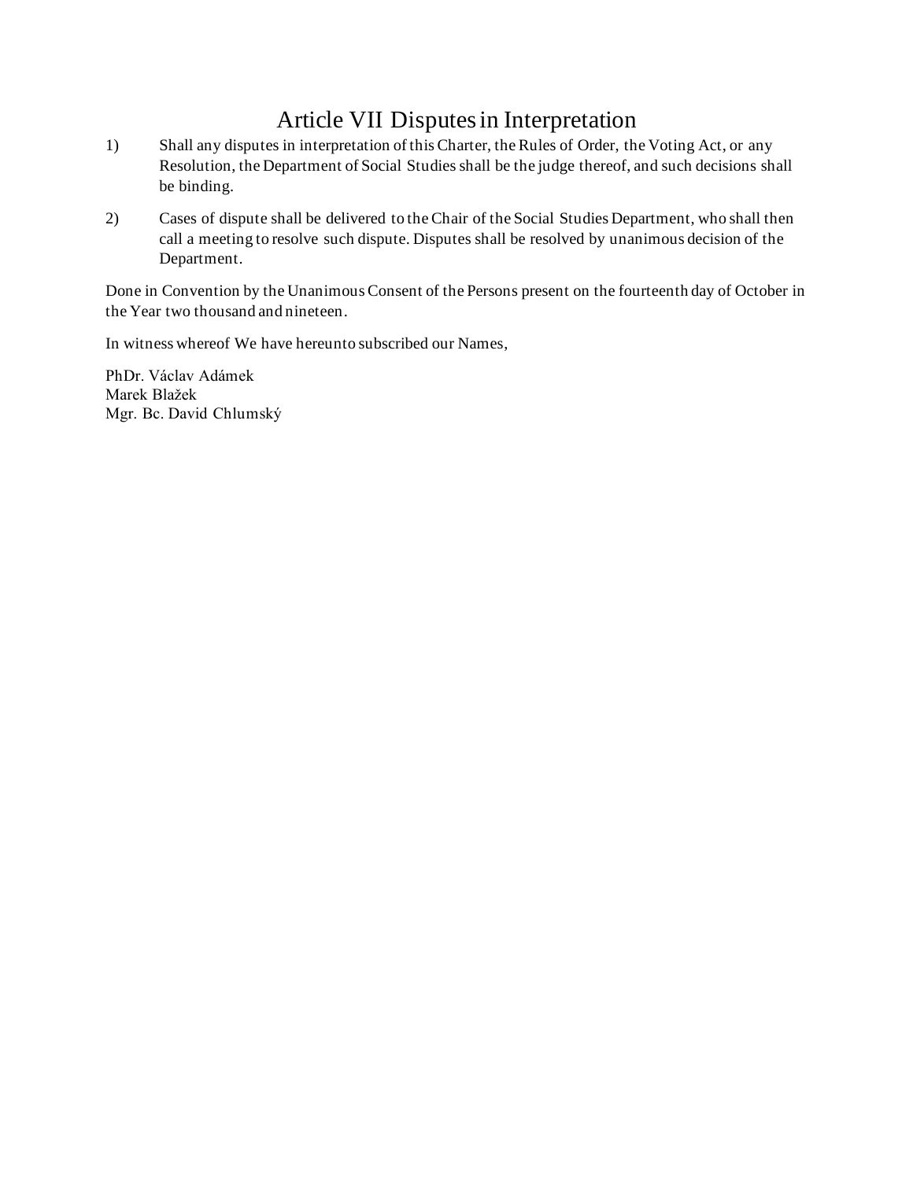## Article VII Disputes in Interpretation

1) Shall any disputes in interpretation of this Charter, the Rules of Order, the Voting Act, or any Resolution, the Department of Social Studies shall be the judge thereof, and such decisions shall be binding.

2) Cases of dispute shall be delivered to the Chair of the Social Studies Department, who shall then call a meeting to resolve such dispute. Disputes shall be resolved by unanimous decision of the Department.

Done in Convention by the Unanimous Consent of the Persons present on the fourteenth day of October in the Year two thousand and nineteen.

In witness whereof We have hereunto subscribed our Names,

PhDr. Václav Adámek
Marek Blažek
Mgr. Bc. David Chlumský